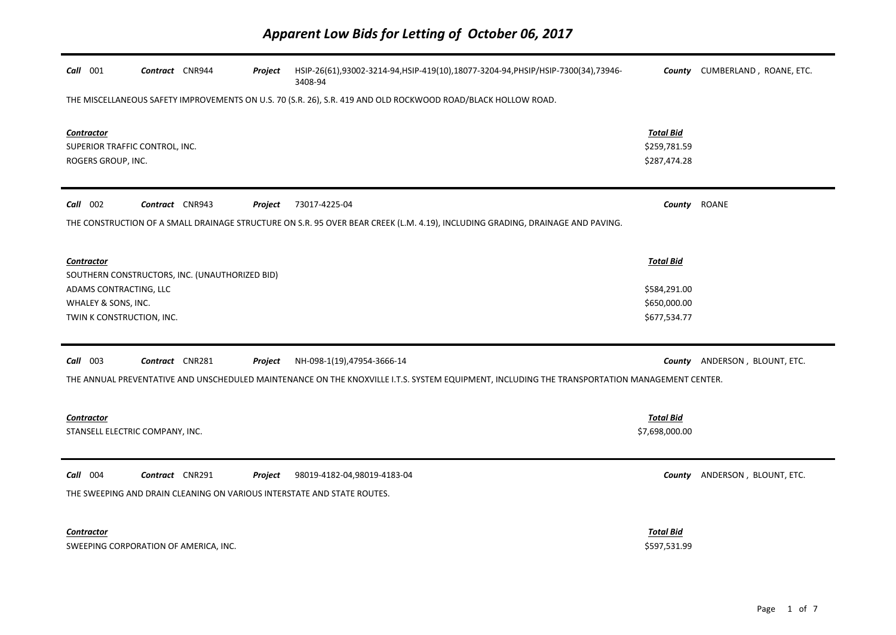# Apparent Low Bids for Letting of October 06, 2017

**Call** 001 **Contract** CNR944 **Project** HSIP-26(61),93002-3214-94,HSIP-419(10),18077-3204-94,PHSIP/HSIP-7300(34),73946-3408-94 **County** CUMBERLAND , ROANE, ETC.

THE MISCELLANEOUS SAFETY IMPROVEMENTS ON U.S. 70 (S.R. 26), S.R. 419 AND OLD ROCKWOOD ROAD/BLACK HOLLOW ROAD.

| Contractor | Total Bid |
|---|---|
| SUPERIOR TRAFFIC CONTROL, INC. | $259,781.59 |
| ROGERS GROUP, INC. | $287,474.28 |

**Call** 002 **Contract** CNR943 **Project** 73017-4225-04 **County** ROANE

THE CONSTRUCTION OF A SMALL DRAINAGE STRUCTURE ON S.R. 95 OVER BEAR CREEK (L.M. 4.19), INCLUDING GRADING, DRAINAGE AND PAVING.

| Contractor | Total Bid |
|---|---|
| SOUTHERN CONSTRUCTORS, INC. (UNAUTHORIZED BID) | |
| ADAMS CONTRACTING, LLC | $584,291.00 |
| WHALEY & SONS, INC. | $650,000.00 |
| TWIN K CONSTRUCTION, INC. | $677,534.77 |

**Call** 003 **Contract** CNR281 **Project** NH-098-1(19),47954-3666-14 **County** ANDERSON , BLOUNT, ETC.

THE ANNUAL PREVENTATIVE AND UNSCHEDULED MAINTENANCE ON THE KNOXVILLE I.T.S. SYSTEM EQUIPMENT, INCLUDING THE TRANSPORTATION MANAGEMENT CENTER.

| Contractor | Total Bid |
|---|---|
| STANSELL ELECTRIC COMPANY, INC. | $7,698,000.00 |

**Call** 004 **Contract** CNR291 **Project** 98019-4182-04,98019-4183-04 **County** ANDERSON , BLOUNT, ETC.

THE SWEEPING AND DRAIN CLEANING ON VARIOUS INTERSTATE AND STATE ROUTES.

| Contractor | Total Bid |
|---|---|
| SWEEPING CORPORATION OF AMERICA, INC. | $597,531.99 |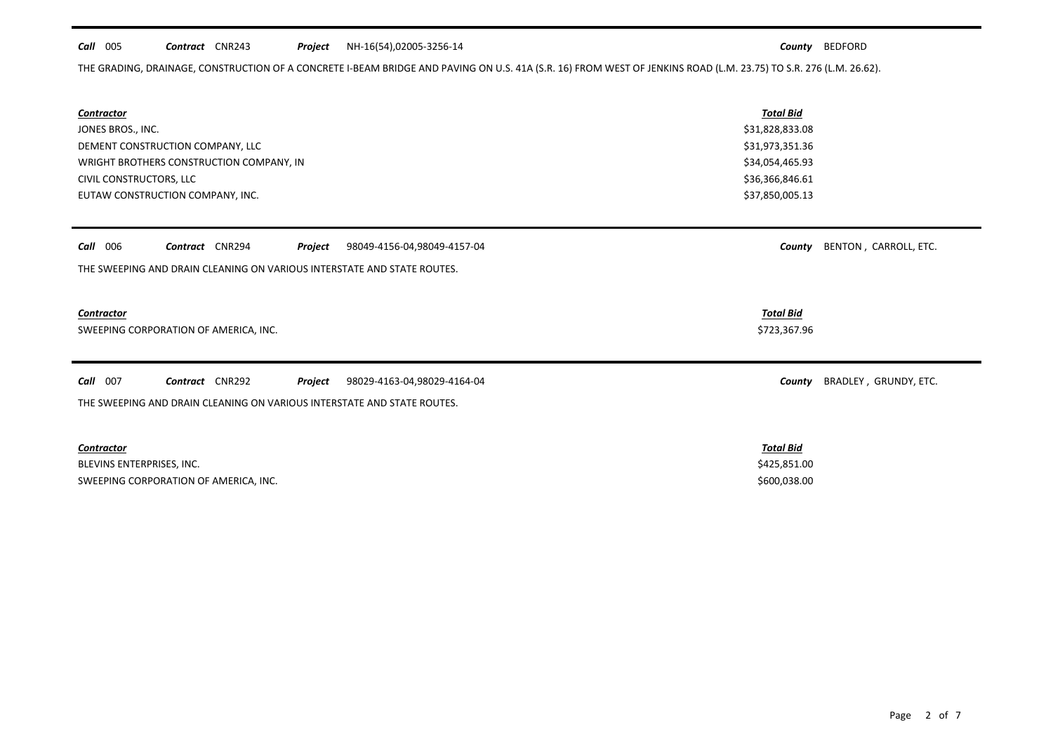**Call** 005 **Contract** CNR243 **Project** NH-16(54),02005-3256-14 **County** BEDFORD

THE GRADING, DRAINAGE, CONSTRUCTION OF A CONCRETE I-BEAM BRIDGE AND PAVING ON U.S. 41A (S.R. 16) FROM WEST OF JENKINS ROAD (L.M. 23.75) TO S.R. 276 (L.M. 26.62).

| *Contractor* | *Total Bid* |
|---|---|
| JONES BROS., INC. | $31,828,833.08 |
| DEMENT CONSTRUCTION COMPANY, LLC | $31,973,351.36 |
| WRIGHT BROTHERS CONSTRUCTION COMPANY, IN | $34,054,465.93 |
| CIVIL CONSTRUCTORS, LLC | $36,366,846.61 |
| EUTAW CONSTRUCTION COMPANY, INC. | $37,850,005.13 |

---

**Call** 006 **Contract** CNR294 **Project** 98049-4156-04,98049-4157-04 **County** BENTON , CARROLL, ETC.

THE SWEEPING AND DRAIN CLEANING ON VARIOUS INTERSTATE AND STATE ROUTES.

| *Contractor* | *Total Bid* |
|---|---|
| SWEEPING CORPORATION OF AMERICA, INC. | $723,367.96 |

---

**Call** 007 **Contract** CNR292 **Project** 98029-4163-04,98029-4164-04 **County** BRADLEY , GRUNDY, ETC.

THE SWEEPING AND DRAIN CLEANING ON VARIOUS INTERSTATE AND STATE ROUTES.

| *Contractor* | *Total Bid* |
|---|---|
| BLEVINS ENTERPRISES, INC. | $425,851.00 |
| SWEEPING CORPORATION OF AMERICA, INC. | $600,038.00 |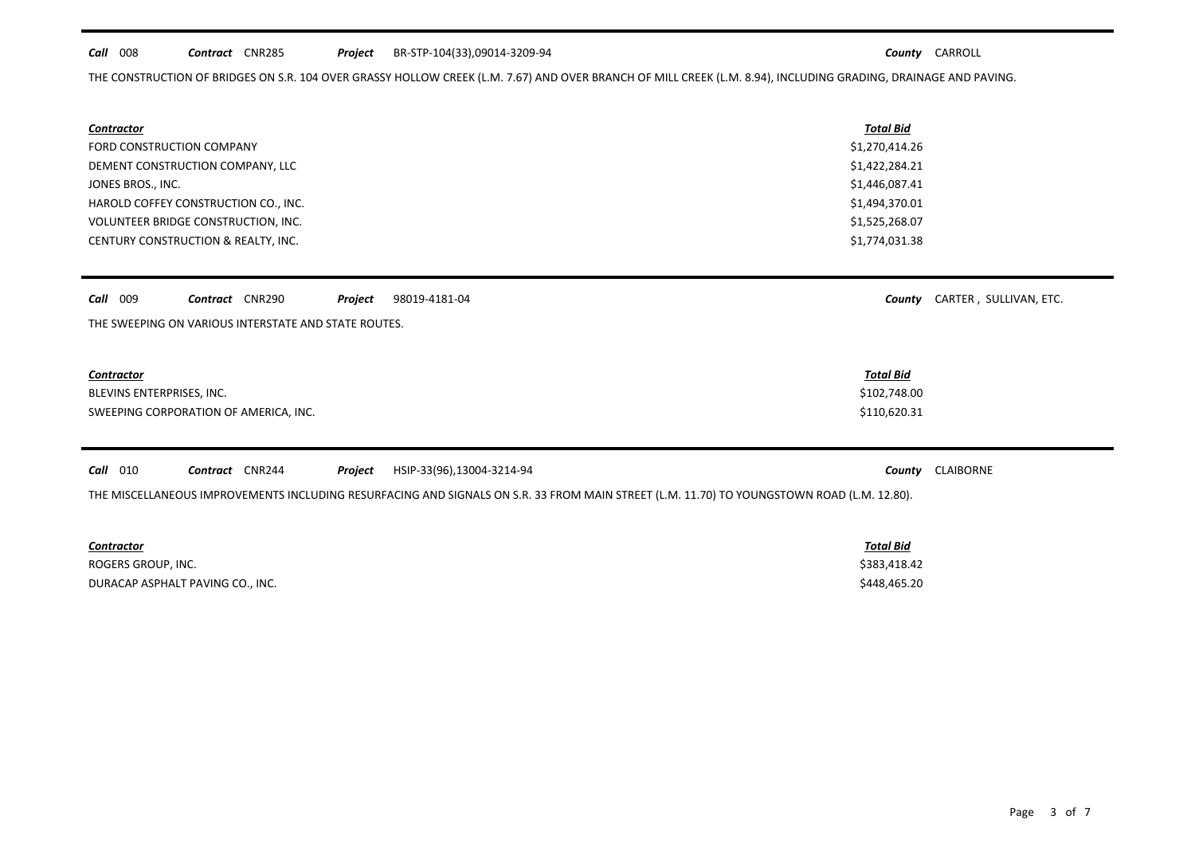**Call** 008 **Contract** CNR285 **Project** BR-STP-104(33),09014-3209-94 **County** CARROLL

THE CONSTRUCTION OF BRIDGES ON S.R. 104 OVER GRASSY HOLLOW CREEK (L.M. 7.67) AND OVER BRANCH OF MILL CREEK (L.M. 8.94), INCLUDING GRADING, DRAINAGE AND PAVING.

| Contractor | Total Bid |
|---|---|
| FORD CONSTRUCTION COMPANY | $1,270,414.26 |
| DEMENT CONSTRUCTION COMPANY, LLC | $1,422,284.21 |
| JONES BROS., INC. | $1,446,087.41 |
| HAROLD COFFEY CONSTRUCTION CO., INC. | $1,494,370.01 |
| VOLUNTEER BRIDGE CONSTRUCTION, INC. | $1,525,268.07 |
| CENTURY CONSTRUCTION & REALTY, INC. | $1,774,031.38 |

**Call** 009 **Contract** CNR290 **Project** 98019-4181-04 **County** CARTER , SULLIVAN, ETC.

THE SWEEPING ON VARIOUS INTERSTATE AND STATE ROUTES.

| Contractor | Total Bid |
|---|---|
| BLEVINS ENTERPRISES, INC. | $102,748.00 |
| SWEEPING CORPORATION OF AMERICA, INC. | $110,620.31 |

**Call** 010 **Contract** CNR244 **Project** HSIP-33(96),13004-3214-94 **County** CLAIBORNE

THE MISCELLANEOUS IMPROVEMENTS INCLUDING RESURFACING AND SIGNALS ON S.R. 33 FROM MAIN STREET (L.M. 11.70) TO YOUNGSTOWN ROAD (L.M. 12.80).

| Contractor | Total Bid |
|---|---|
| ROGERS GROUP, INC. | $383,418.42 |
| DURACAP ASPHALT PAVING CO., INC. | $448,465.20 |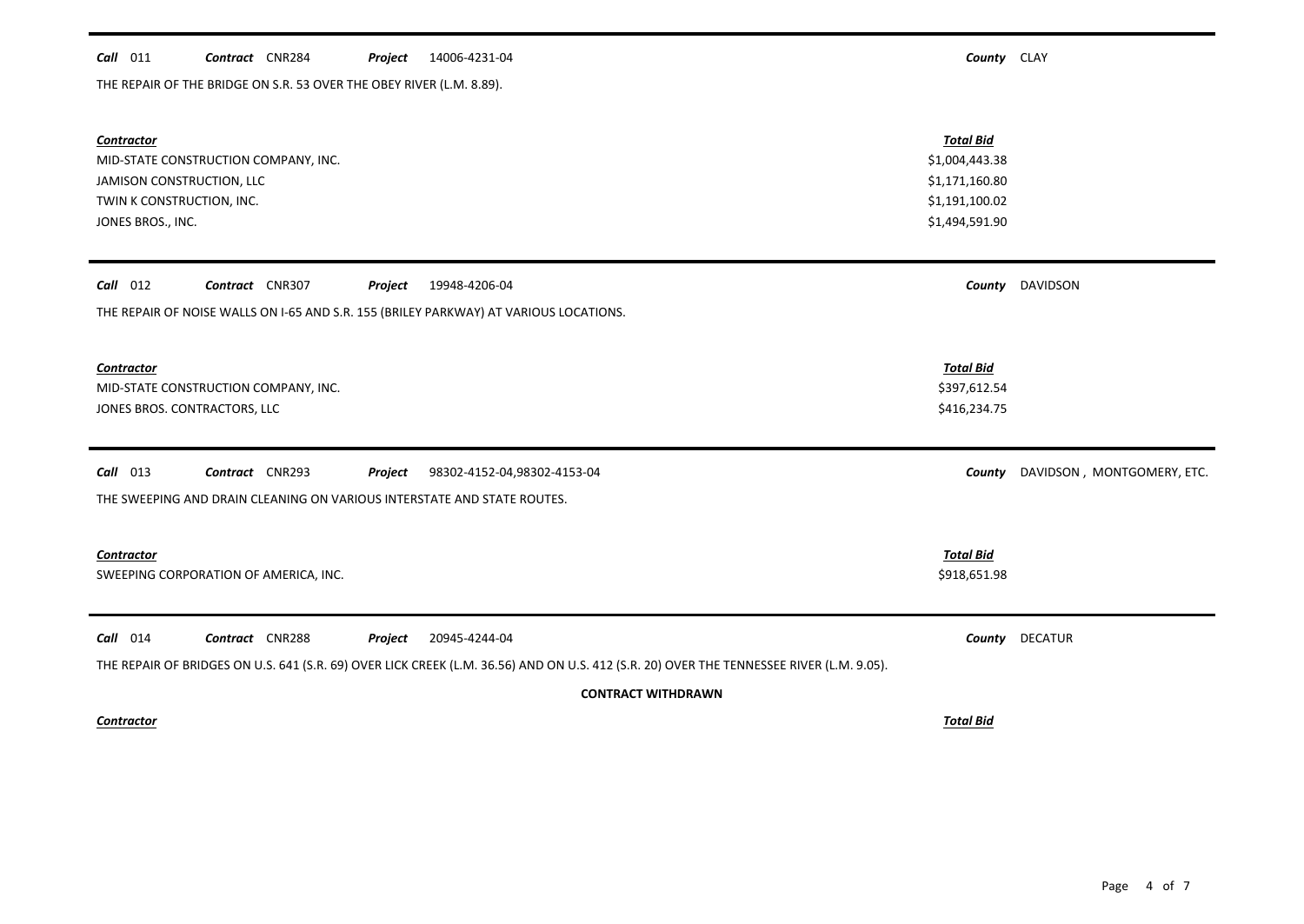**Call** 011 **Contract** CNR284 **Project** 14006-4231-04 **County** CLAY

THE REPAIR OF THE BRIDGE ON S.R. 53 OVER THE OBEY RIVER (L.M. 8.89).

| ***Contractor*** | ***Total Bid*** |
| --- | --- |
| MID-STATE CONSTRUCTION COMPANY, INC. | $1,004,443.38 |
| JAMISON CONSTRUCTION, LLC | $1,171,160.80 |
| TWIN K CONSTRUCTION, INC. | $1,191,100.02 |
| JONES BROS., INC. | $1,494,591.90 |

---

**Call** 012 **Contract** CNR307 **Project** 19948-4206-04 **County** DAVIDSON

THE REPAIR OF NOISE WALLS ON I-65 AND S.R. 155 (BRILEY PARKWAY) AT VARIOUS LOCATIONS.

| ***Contractor*** | ***Total Bid*** |
| --- | --- |
| MID-STATE CONSTRUCTION COMPANY, INC. | $397,612.54 |
| JONES BROS. CONTRACTORS, LLC | $416,234.75 |

---

**Call** 013 **Contract** CNR293 **Project** 98302-4152-04,98302-4153-04 **County** DAVIDSON , MONTGOMERY, ETC.

THE SWEEPING AND DRAIN CLEANING ON VARIOUS INTERSTATE AND STATE ROUTES.

| ***Contractor*** | ***Total Bid*** |
| --- | --- |
| SWEEPING CORPORATION OF AMERICA, INC. | $918,651.98 |

---

**Call** 014 **Contract** CNR288 **Project** 20945-4244-04 **County** DECATUR

THE REPAIR OF BRIDGES ON U.S. 641 (S.R. 69) OVER LICK CREEK (L.M. 36.56) AND ON U.S. 412 (S.R. 20) OVER THE TENNESSEE RIVER (L.M. 9.05).

**CONTRACT WITHDRAWN**

| ***Contractor*** | ***Total Bid*** |
| --- | --- |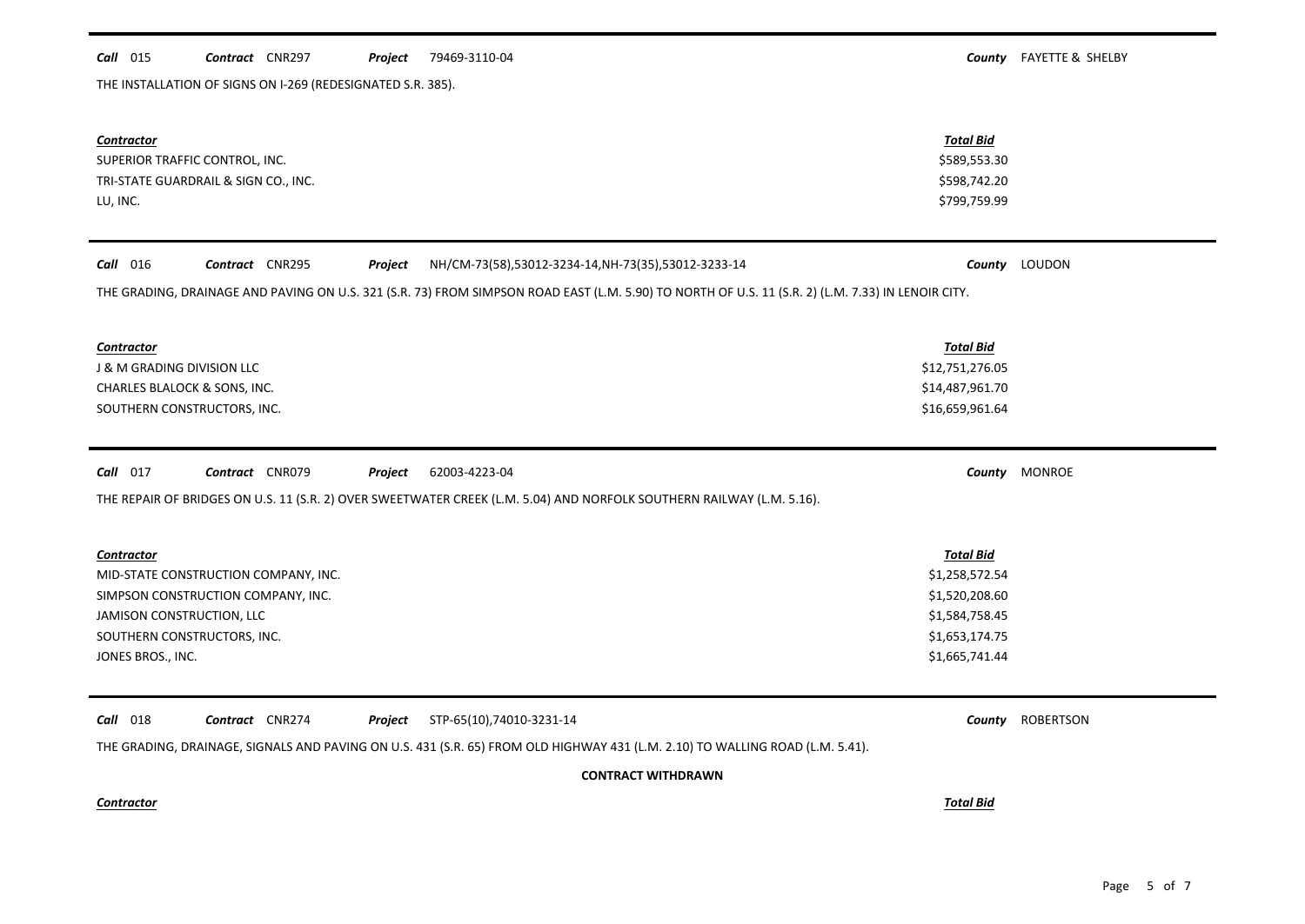**Call** 015 **Contract** CNR297 **Project** 79469-3110-04 **County** FAYETTE & SHELBY

THE INSTALLATION OF SIGNS ON I-269 (REDESIGNATED S.R. 385).

| Contractor | Total Bid |
|---|---|
| SUPERIOR TRAFFIC CONTROL, INC. | $589,553.30 |
| TRI-STATE GUARDRAIL & SIGN CO., INC. | $598,742.20 |
| LU, INC. | $799,759.99 |

**Call** 016 **Contract** CNR295 **Project** NH/CM-73(58),53012-3234-14,NH-73(35),53012-3233-14 **County** LOUDON

THE GRADING, DRAINAGE AND PAVING ON U.S. 321 (S.R. 73) FROM SIMPSON ROAD EAST (L.M. 5.90) TO NORTH OF U.S. 11 (S.R. 2) (L.M. 7.33) IN LENOIR CITY.

| Contractor | Total Bid |
|---|---|
| J & M GRADING DIVISION LLC | $12,751,276.05 |
| CHARLES BLALOCK & SONS, INC. | $14,487,961.70 |
| SOUTHERN CONSTRUCTORS, INC. | $16,659,961.64 |

**Call** 017 **Contract** CNR079 **Project** 62003-4223-04 **County** MONROE

THE REPAIR OF BRIDGES ON U.S. 11 (S.R. 2) OVER SWEETWATER CREEK (L.M. 5.04) AND NORFOLK SOUTHERN RAILWAY (L.M. 5.16).

| Contractor | Total Bid |
|---|---|
| MID-STATE CONSTRUCTION COMPANY, INC. | $1,258,572.54 |
| SIMPSON CONSTRUCTION COMPANY, INC. | $1,520,208.60 |
| JAMISON CONSTRUCTION, LLC | $1,584,758.45 |
| SOUTHERN CONSTRUCTORS, INC. | $1,653,174.75 |
| JONES BROS., INC. | $1,665,741.44 |

**Call** 018 **Contract** CNR274 **Project** STP-65(10),74010-3231-14 **County** ROBERTSON

THE GRADING, DRAINAGE, SIGNALS AND PAVING ON U.S. 431 (S.R. 65) FROM OLD HIGHWAY 431 (L.M. 2.10) TO WALLING ROAD (L.M. 5.41).

**CONTRACT WITHDRAWN**

| Contractor | Total Bid |
|---|---|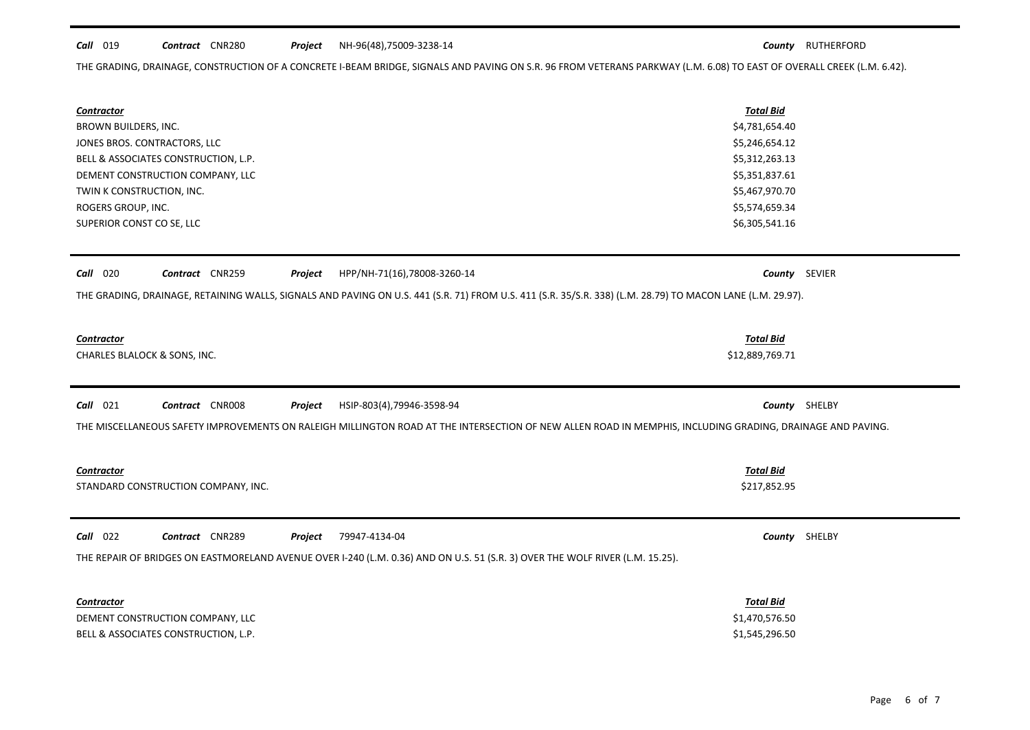**Call** 019 **Contract** CNR280 **Project** NH-96(48),75009-3238-14 **County** RUTHERFORD

THE GRADING, DRAINAGE, CONSTRUCTION OF A CONCRETE I-BEAM BRIDGE, SIGNALS AND PAVING ON S.R. 96 FROM VETERANS PARKWAY (L.M. 6.08) TO EAST OF OVERALL CREEK (L.M. 6.42).

| Contractor | Total Bid |
|---|---|
| BROWN BUILDERS, INC. | $4,781,654.40 |
| JONES BROS. CONTRACTORS, LLC | $5,246,654.12 |
| BELL & ASSOCIATES CONSTRUCTION, L.P. | $5,312,263.13 |
| DEMENT CONSTRUCTION COMPANY, LLC | $5,351,837.61 |
| TWIN K CONSTRUCTION, INC. | $5,467,970.70 |
| ROGERS GROUP, INC. | $5,574,659.34 |
| SUPERIOR CONST CO SE, LLC | $6,305,541.16 |

**Call** 020 **Contract** CNR259 **Project** HPP/NH-71(16),78008-3260-14 **County** SEVIER

THE GRADING, DRAINAGE, RETAINING WALLS, SIGNALS AND PAVING ON U.S. 441 (S.R. 71) FROM U.S. 411 (S.R. 35/S.R. 338) (L.M. 28.79) TO MACON LANE (L.M. 29.97).

| Contractor | Total Bid |
|---|---|
| CHARLES BLALOCK & SONS, INC. | $12,889,769.71 |

**Call** 021 **Contract** CNR008 **Project** HSIP-803(4),79946-3598-94 **County** SHELBY

THE MISCELLANEOUS SAFETY IMPROVEMENTS ON RALEIGH MILLINGTON ROAD AT THE INTERSECTION OF NEW ALLEN ROAD IN MEMPHIS, INCLUDING GRADING, DRAINAGE AND PAVING.

| Contractor | Total Bid |
|---|---|
| STANDARD CONSTRUCTION COMPANY, INC. | $217,852.95 |

**Call** 022 **Contract** CNR289 **Project** 79947-4134-04 **County** SHELBY

THE REPAIR OF BRIDGES ON EASTMORELAND AVENUE OVER I-240 (L.M. 0.36) AND ON U.S. 51 (S.R. 3) OVER THE WOLF RIVER (L.M. 15.25).

| Contractor | Total Bid |
|---|---|
| DEMENT CONSTRUCTION COMPANY, LLC | $1,470,576.50 |
| BELL & ASSOCIATES CONSTRUCTION, L.P. | $1,545,296.50 |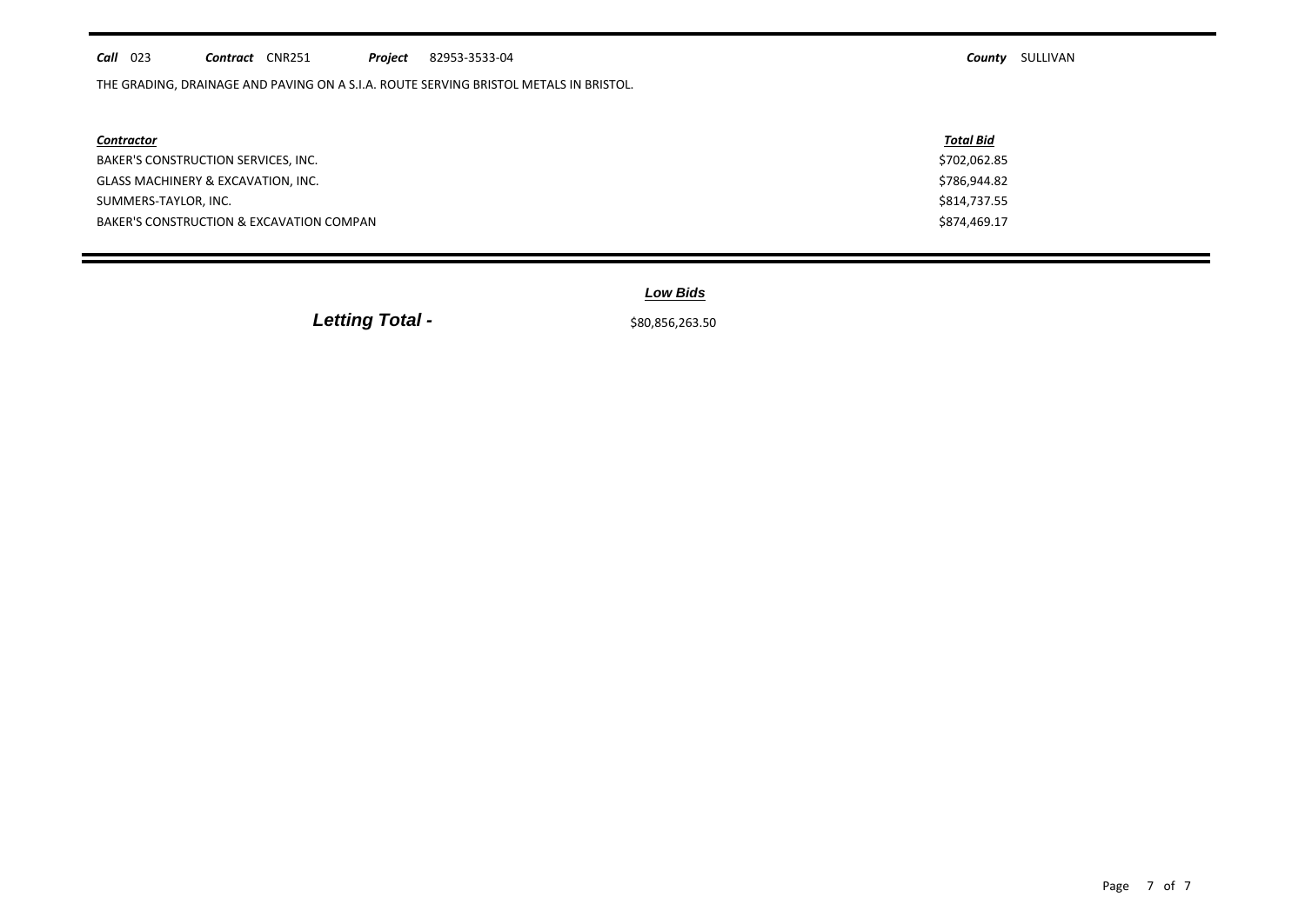**Call** 023 **Contract** CNR251 **Project** 82953-3533-04 **County** SULLIVAN

THE GRADING, DRAINAGE AND PAVING ON A S.I.A. ROUTE SERVING BRISTOL METALS IN BRISTOL.

| ***Contractor*** | ***Total Bid*** |
|---|---|
| BAKER'S CONSTRUCTION SERVICES, INC. | \$702,062.85 |
| GLASS MACHINERY & EXCAVATION, INC. | \$786,944.82 |
| SUMMERS-TAYLOR, INC. | \$814,737.55 |
| BAKER'S CONSTRUCTION & EXCAVATION COMPAN | \$874,469.17 |

***Low Bids***

***Letting Total -*** \$80,856,263.50